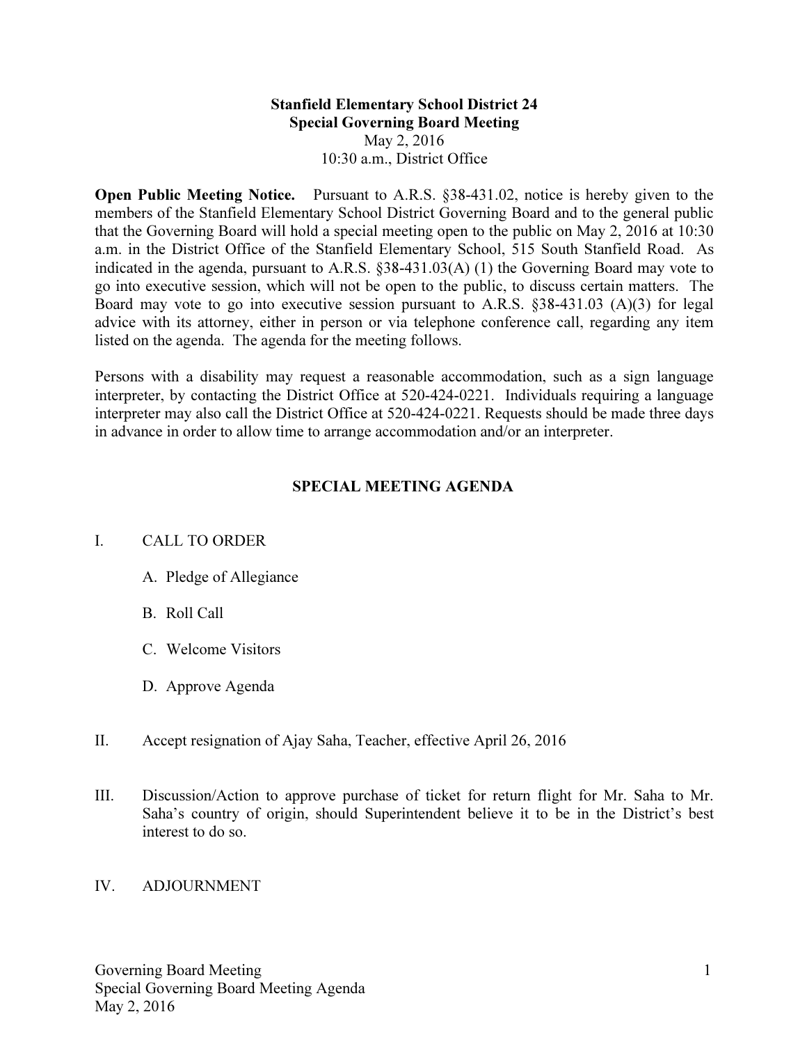**Stanfield Elementary School District 24**
**Special Governing Board Meeting**
May 2, 2016
10:30 a.m., District Office

**Open Public Meeting Notice.** Pursuant to A.R.S. §38-431.02, notice is hereby given to the members of the Stanfield Elementary School District Governing Board and to the general public that the Governing Board will hold a special meeting open to the public on May 2, 2016 at 10:30 a.m. in the District Office of the Stanfield Elementary School, 515 South Stanfield Road. As indicated in the agenda, pursuant to A.R.S. §38-431.03(A) (1) the Governing Board may vote to go into executive session, which will not be open to the public, to discuss certain matters. The Board may vote to go into executive session pursuant to A.R.S. §38-431.03 (A)(3) for legal advice with its attorney, either in person or via telephone conference call, regarding any item listed on the agenda. The agenda for the meeting follows.

Persons with a disability may request a reasonable accommodation, such as a sign language interpreter, by contacting the District Office at 520-424-0221. Individuals requiring a language interpreter may also call the District Office at 520-424-0221. Requests should be made three days in advance in order to allow time to arrange accommodation and/or an interpreter.

## SPECIAL MEETING AGENDA

I. CALL TO ORDER

  A. Pledge of Allegiance

  B. Roll Call

  C. Welcome Visitors

  D. Approve Agenda

II. Accept resignation of Ajay Saha, Teacher, effective April 26, 2016

III. Discussion/Action to approve purchase of ticket for return flight for Mr. Saha to Mr. Saha's country of origin, should Superintendent believe it to be in the District's best interest to do so.

IV. ADJOURNMENT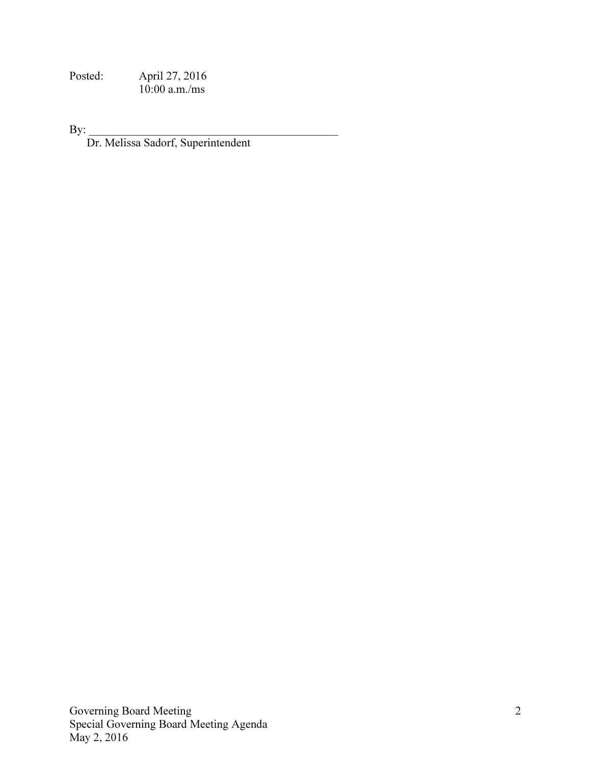Posted: April 27, 2016
10:00 a.m./ms

By: _____________________________________________
Dr. Melissa Sadorf, Superintendent